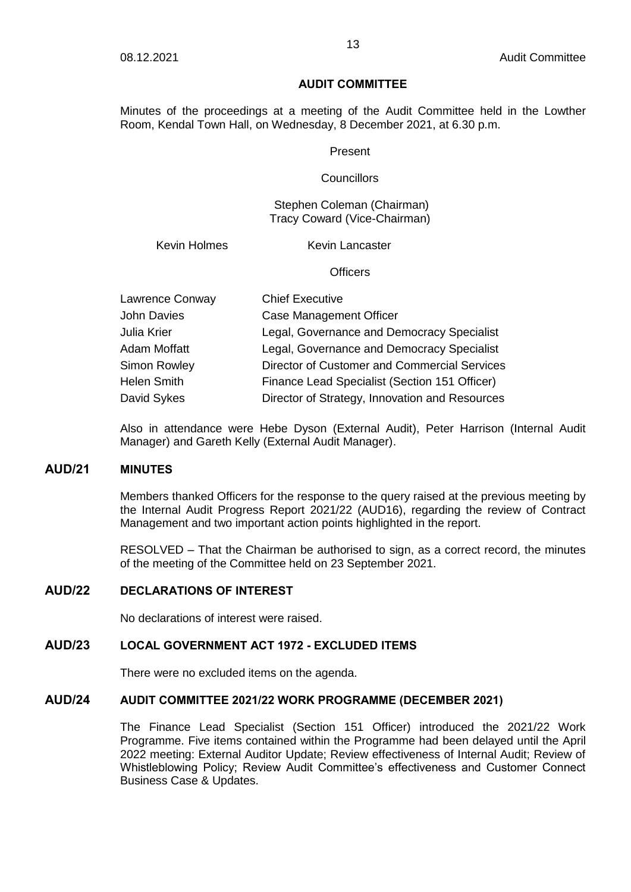# AUDIT COMMITTEE

Minutes of the proceedings at a meeting of the Audit Committee held in the Lowther Room, Kendal Town Hall, on Wednesday, 8 December 2021, at 6.30 p.m.

Present

Councillors

Stephen Coleman (Chairman)
Tracy Coward (Vice-Chairman)

Kevin Holmes Kevin Lancaster

Officers

| | |
|---|---|
| Lawrence Conway | Chief Executive |
| John Davies | Case Management Officer |
| Julia Krier | Legal, Governance and Democracy Specialist |
| Adam Moffatt | Legal, Governance and Democracy Specialist |
| Simon Rowley | Director of Customer and Commercial Services |
| Helen Smith | Finance Lead Specialist (Section 151 Officer) |
| David Sykes | Director of Strategy, Innovation and Resources |

Also in attendance were Hebe Dyson (External Audit), Peter Harrison (Internal Audit Manager) and Gareth Kelly (External Audit Manager).

## AUD/21 MINUTES

Members thanked Officers for the response to the query raised at the previous meeting by the Internal Audit Progress Report 2021/22 (AUD16), regarding the review of Contract Management and two important action points highlighted in the report.

RESOLVED – That the Chairman be authorised to sign, as a correct record, the minutes of the meeting of the Committee held on 23 September 2021.

## AUD/22 DECLARATIONS OF INTEREST

No declarations of interest were raised.

## AUD/23 LOCAL GOVERNMENT ACT 1972 - EXCLUDED ITEMS

There were no excluded items on the agenda.

## AUD/24 AUDIT COMMITTEE 2021/22 WORK PROGRAMME (DECEMBER 2021)

The Finance Lead Specialist (Section 151 Officer) introduced the 2021/22 Work Programme. Five items contained within the Programme had been delayed until the April 2022 meeting: External Auditor Update; Review effectiveness of Internal Audit; Review of Whistleblowing Policy; Review Audit Committee's effectiveness and Customer Connect Business Case & Updates.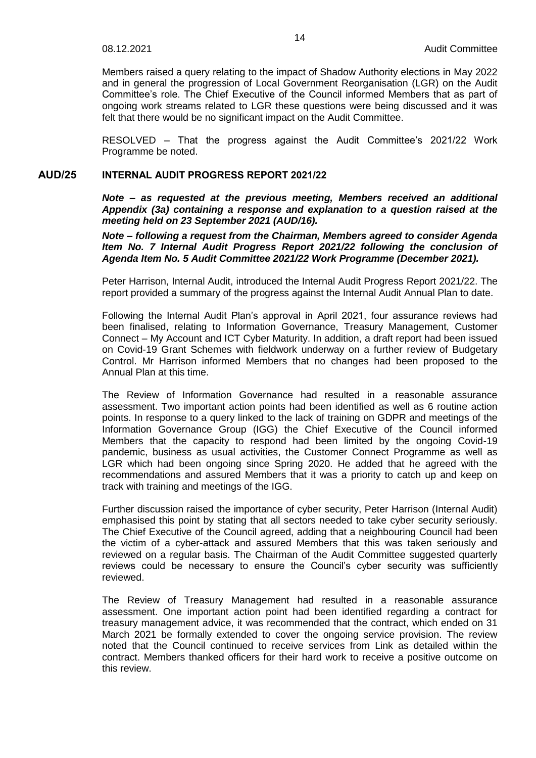Members raised a query relating to the impact of Shadow Authority elections in May 2022 and in general the progression of Local Government Reorganisation (LGR) on the Audit Committee's role. The Chief Executive of the Council informed Members that as part of ongoing work streams related to LGR these questions were being discussed and it was felt that there would be no significant impact on the Audit Committee.

RESOLVED – That the progress against the Audit Committee's 2021/22 Work Programme be noted.

## AUD/25 INTERNAL AUDIT PROGRESS REPORT 2021/22

***Note – as requested at the previous meeting, Members received an additional Appendix (3a) containing a response and explanation to a question raised at the meeting held on 23 September 2021 (AUD/16).***

***Note – following a request from the Chairman, Members agreed to consider Agenda Item No. 7 Internal Audit Progress Report 2021/22 following the conclusion of Agenda Item No. 5 Audit Committee 2021/22 Work Programme (December 2021).***

Peter Harrison, Internal Audit, introduced the Internal Audit Progress Report 2021/22. The report provided a summary of the progress against the Internal Audit Annual Plan to date.

Following the Internal Audit Plan's approval in April 2021, four assurance reviews had been finalised, relating to Information Governance, Treasury Management, Customer Connect – My Account and ICT Cyber Maturity. In addition, a draft report had been issued on Covid-19 Grant Schemes with fieldwork underway on a further review of Budgetary Control. Mr Harrison informed Members that no changes had been proposed to the Annual Plan at this time.

The Review of Information Governance had resulted in a reasonable assurance assessment. Two important action points had been identified as well as 6 routine action points. In response to a query linked to the lack of training on GDPR and meetings of the Information Governance Group (IGG) the Chief Executive of the Council informed Members that the capacity to respond had been limited by the ongoing Covid-19 pandemic, business as usual activities, the Customer Connect Programme as well as LGR which had been ongoing since Spring 2020. He added that he agreed with the recommendations and assured Members that it was a priority to catch up and keep on track with training and meetings of the IGG.

Further discussion raised the importance of cyber security, Peter Harrison (Internal Audit) emphasised this point by stating that all sectors needed to take cyber security seriously. The Chief Executive of the Council agreed, adding that a neighbouring Council had been the victim of a cyber-attack and assured Members that this was taken seriously and reviewed on a regular basis. The Chairman of the Audit Committee suggested quarterly reviews could be necessary to ensure the Council's cyber security was sufficiently reviewed.

The Review of Treasury Management had resulted in a reasonable assurance assessment. One important action point had been identified regarding a contract for treasury management advice, it was recommended that the contract, which ended on 31 March 2021 be formally extended to cover the ongoing service provision. The review noted that the Council continued to receive services from Link as detailed within the contract. Members thanked officers for their hard work to receive a positive outcome on this review.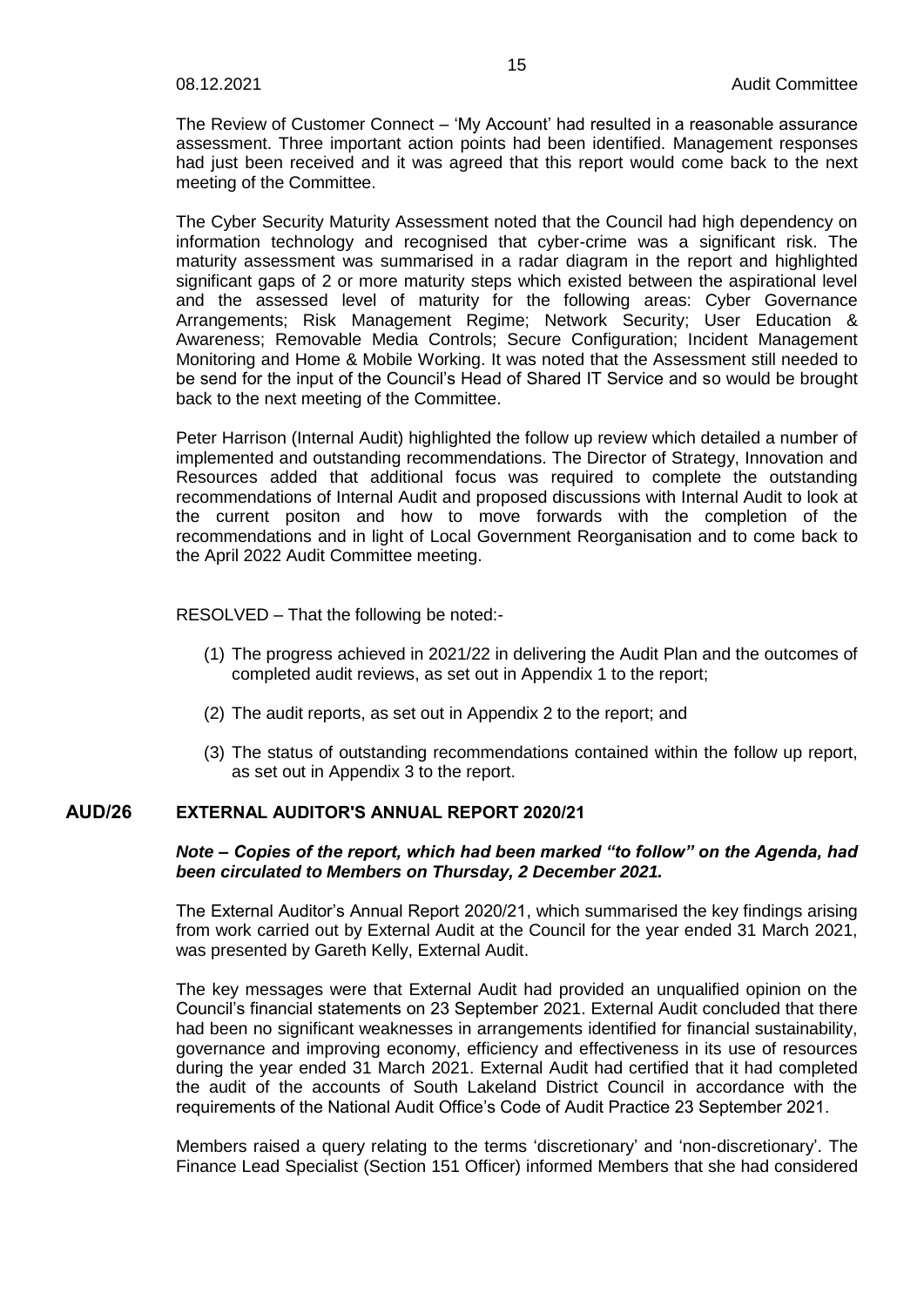The Review of Customer Connect – 'My Account' had resulted in a reasonable assurance assessment. Three important action points had been identified. Management responses had just been received and it was agreed that this report would come back to the next meeting of the Committee.

The Cyber Security Maturity Assessment noted that the Council had high dependency on information technology and recognised that cyber-crime was a significant risk. The maturity assessment was summarised in a radar diagram in the report and highlighted significant gaps of 2 or more maturity steps which existed between the aspirational level and the assessed level of maturity for the following areas: Cyber Governance Arrangements; Risk Management Regime; Network Security; User Education & Awareness; Removable Media Controls; Secure Configuration; Incident Management Monitoring and Home & Mobile Working. It was noted that the Assessment still needed to be send for the input of the Council's Head of Shared IT Service and so would be brought back to the next meeting of the Committee.

Peter Harrison (Internal Audit) highlighted the follow up review which detailed a number of implemented and outstanding recommendations. The Director of Strategy, Innovation and Resources added that additional focus was required to complete the outstanding recommendations of Internal Audit and proposed discussions with Internal Audit to look at the current positon and how to move forwards with the completion of the recommendations and in light of Local Government Reorganisation and to come back to the April 2022 Audit Committee meeting.

RESOLVED – That the following be noted:-

(1) The progress achieved in 2021/22 in delivering the Audit Plan and the outcomes of completed audit reviews, as set out in Appendix 1 to the report;

(2) The audit reports, as set out in Appendix 2 to the report; and

(3) The status of outstanding recommendations contained within the follow up report, as set out in Appendix 3 to the report.

## AUD/26 EXTERNAL AUDITOR'S ANNUAL REPORT 2020/21

***Note – Copies of the report, which had been marked "to follow" on the Agenda, had been circulated to Members on Thursday, 2 December 2021.***

The External Auditor's Annual Report 2020/21, which summarised the key findings arising from work carried out by External Audit at the Council for the year ended 31 March 2021, was presented by Gareth Kelly, External Audit.

The key messages were that External Audit had provided an unqualified opinion on the Council's financial statements on 23 September 2021. External Audit concluded that there had been no significant weaknesses in arrangements identified for financial sustainability, governance and improving economy, efficiency and effectiveness in its use of resources during the year ended 31 March 2021. External Audit had certified that it had completed the audit of the accounts of South Lakeland District Council in accordance with the requirements of the National Audit Office's Code of Audit Practice 23 September 2021.

Members raised a query relating to the terms 'discretionary' and 'non-discretionary'. The Finance Lead Specialist (Section 151 Officer) informed Members that she had considered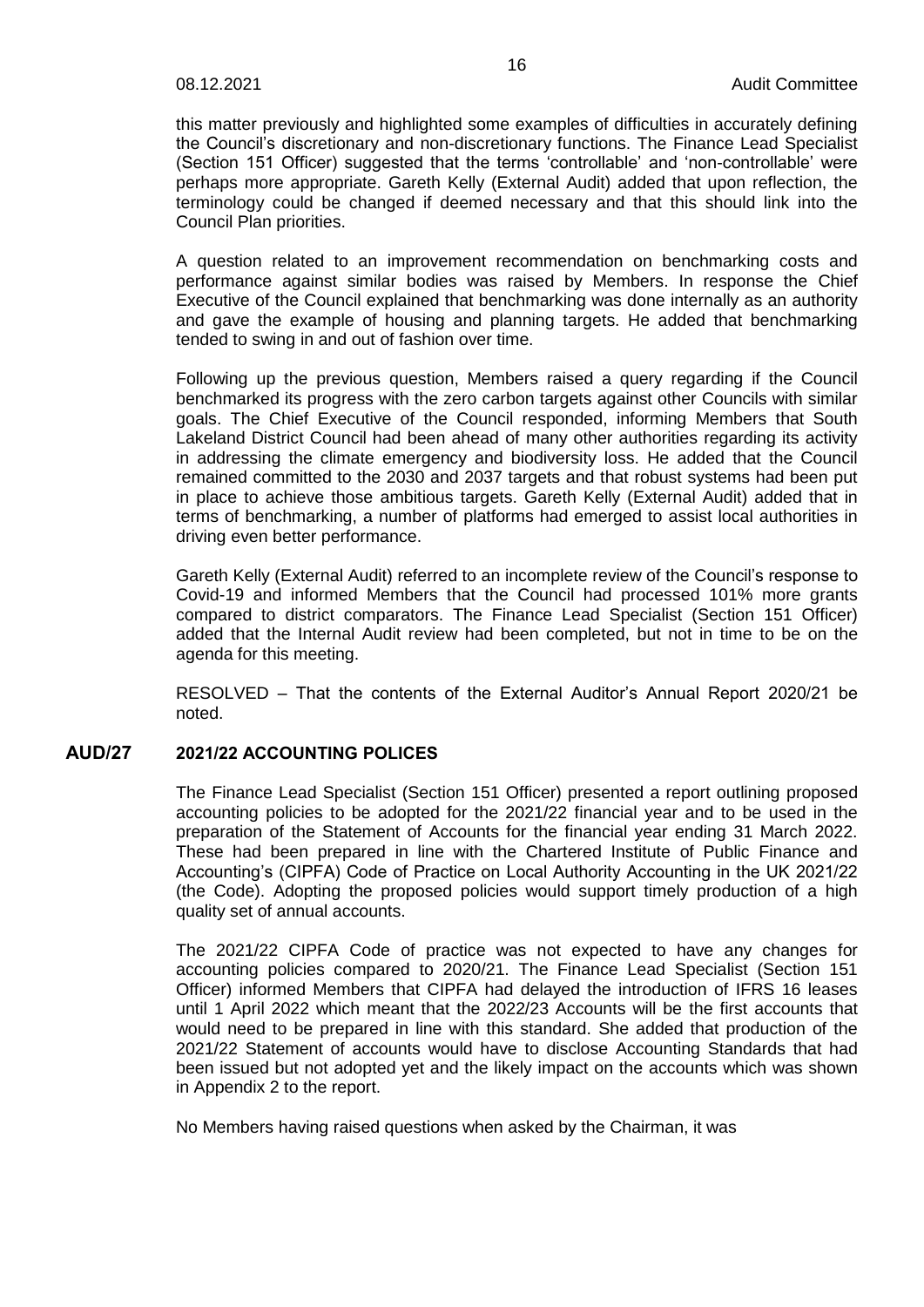this matter previously and highlighted some examples of difficulties in accurately defining the Council's discretionary and non-discretionary functions. The Finance Lead Specialist (Section 151 Officer) suggested that the terms 'controllable' and 'non-controllable' were perhaps more appropriate. Gareth Kelly (External Audit) added that upon reflection, the terminology could be changed if deemed necessary and that this should link into the Council Plan priorities.

A question related to an improvement recommendation on benchmarking costs and performance against similar bodies was raised by Members. In response the Chief Executive of the Council explained that benchmarking was done internally as an authority and gave the example of housing and planning targets. He added that benchmarking tended to swing in and out of fashion over time.

Following up the previous question, Members raised a query regarding if the Council benchmarked its progress with the zero carbon targets against other Councils with similar goals. The Chief Executive of the Council responded, informing Members that South Lakeland District Council had been ahead of many other authorities regarding its activity in addressing the climate emergency and biodiversity loss. He added that the Council remained committed to the 2030 and 2037 targets and that robust systems had been put in place to achieve those ambitious targets. Gareth Kelly (External Audit) added that in terms of benchmarking, a number of platforms had emerged to assist local authorities in driving even better performance.

Gareth Kelly (External Audit) referred to an incomplete review of the Council's response to Covid-19 and informed Members that the Council had processed 101% more grants compared to district comparators. The Finance Lead Specialist (Section 151 Officer) added that the Internal Audit review had been completed, but not in time to be on the agenda for this meeting.

RESOLVED – That the contents of the External Auditor's Annual Report 2020/21 be noted.

## AUD/27 2021/22 ACCOUNTING POLICES

The Finance Lead Specialist (Section 151 Officer) presented a report outlining proposed accounting policies to be adopted for the 2021/22 financial year and to be used in the preparation of the Statement of Accounts for the financial year ending 31 March 2022. These had been prepared in line with the Chartered Institute of Public Finance and Accounting's (CIPFA) Code of Practice on Local Authority Accounting in the UK 2021/22 (the Code). Adopting the proposed policies would support timely production of a high quality set of annual accounts.

The 2021/22 CIPFA Code of practice was not expected to have any changes for accounting policies compared to 2020/21. The Finance Lead Specialist (Section 151 Officer) informed Members that CIPFA had delayed the introduction of IFRS 16 leases until 1 April 2022 which meant that the 2022/23 Accounts will be the first accounts that would need to be prepared in line with this standard. She added that production of the 2021/22 Statement of accounts would have to disclose Accounting Standards that had been issued but not adopted yet and the likely impact on the accounts which was shown in Appendix 2 to the report.

No Members having raised questions when asked by the Chairman, it was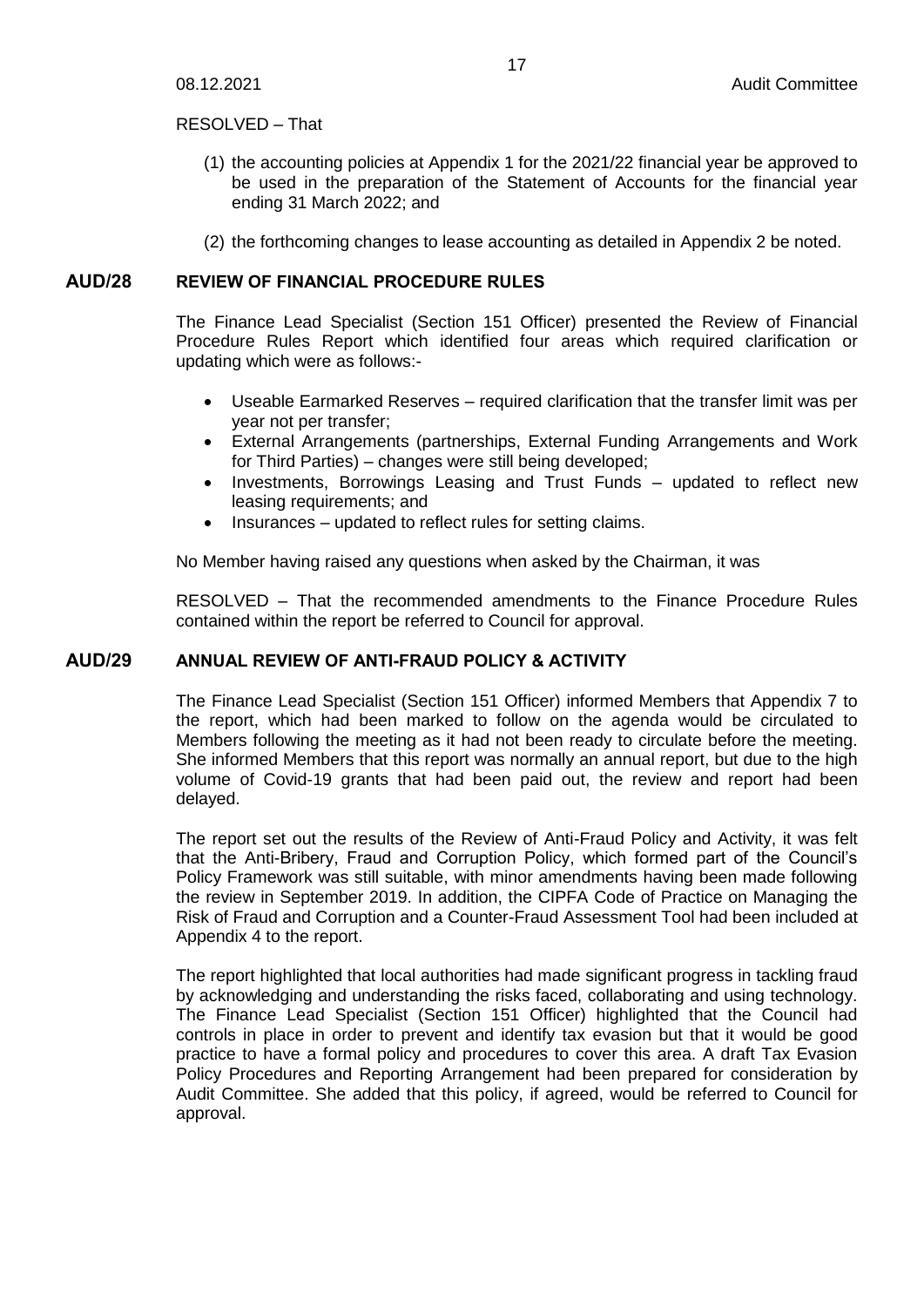RESOLVED – That

(1) the accounting policies at Appendix 1 for the 2021/22 financial year be approved to be used in the preparation of the Statement of Accounts for the financial year ending 31 March 2022; and

(2) the forthcoming changes to lease accounting as detailed in Appendix 2 be noted.

## AUD/28 REVIEW OF FINANCIAL PROCEDURE RULES

The Finance Lead Specialist (Section 151 Officer) presented the Review of Financial Procedure Rules Report which identified four areas which required clarification or updating which were as follows:-

- Useable Earmarked Reserves – required clarification that the transfer limit was per year not per transfer;
- External Arrangements (partnerships, External Funding Arrangements and Work for Third Parties) – changes were still being developed;
- Investments, Borrowings Leasing and Trust Funds – updated to reflect new leasing requirements; and
- Insurances – updated to reflect rules for setting claims.

No Member having raised any questions when asked by the Chairman, it was

RESOLVED – That the recommended amendments to the Finance Procedure Rules contained within the report be referred to Council for approval.

## AUD/29 ANNUAL REVIEW OF ANTI-FRAUD POLICY & ACTIVITY

The Finance Lead Specialist (Section 151 Officer) informed Members that Appendix 7 to the report, which had been marked to follow on the agenda would be circulated to Members following the meeting as it had not been ready to circulate before the meeting. She informed Members that this report was normally an annual report, but due to the high volume of Covid-19 grants that had been paid out, the review and report had been delayed.

The report set out the results of the Review of Anti-Fraud Policy and Activity, it was felt that the Anti-Bribery, Fraud and Corruption Policy, which formed part of the Council's Policy Framework was still suitable, with minor amendments having been made following the review in September 2019. In addition, the CIPFA Code of Practice on Managing the Risk of Fraud and Corruption and a Counter-Fraud Assessment Tool had been included at Appendix 4 to the report.

The report highlighted that local authorities had made significant progress in tackling fraud by acknowledging and understanding the risks faced, collaborating and using technology. The Finance Lead Specialist (Section 151 Officer) highlighted that the Council had controls in place in order to prevent and identify tax evasion but that it would be good practice to have a formal policy and procedures to cover this area. A draft Tax Evasion Policy Procedures and Reporting Arrangement had been prepared for consideration by Audit Committee. She added that this policy, if agreed, would be referred to Council for approval.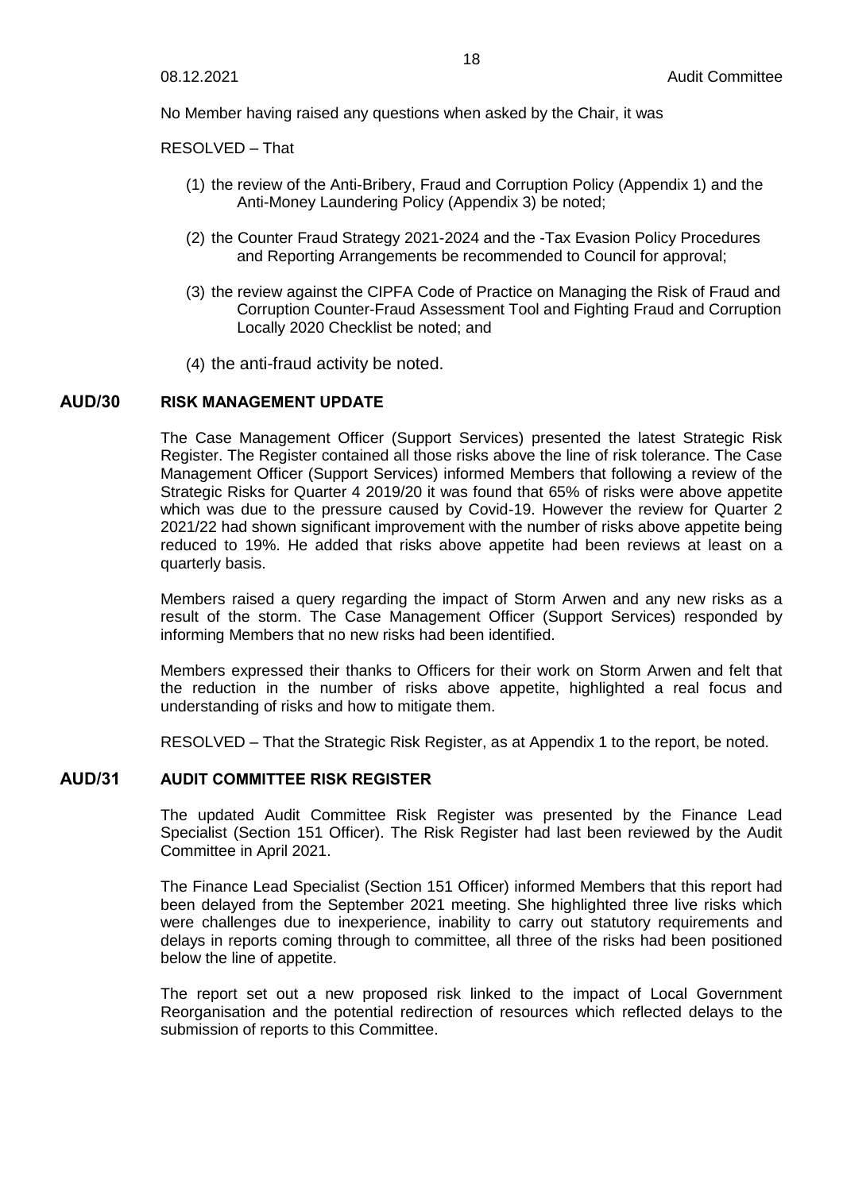No Member having raised any questions when asked by the Chair, it was

RESOLVED – That

(1) the review of the Anti-Bribery, Fraud and Corruption Policy (Appendix 1) and the Anti-Money Laundering Policy (Appendix 3) be noted;

(2) the Counter Fraud Strategy 2021-2024 and the -Tax Evasion Policy Procedures and Reporting Arrangements be recommended to Council for approval;

(3) the review against the CIPFA Code of Practice on Managing the Risk of Fraud and Corruption Counter-Fraud Assessment Tool and Fighting Fraud and Corruption Locally 2020 Checklist be noted; and

(4) the anti-fraud activity be noted.

## AUD/30 RISK MANAGEMENT UPDATE

The Case Management Officer (Support Services) presented the latest Strategic Risk Register. The Register contained all those risks above the line of risk tolerance. The Case Management Officer (Support Services) informed Members that following a review of the Strategic Risks for Quarter 4 2019/20 it was found that 65% of risks were above appetite which was due to the pressure caused by Covid-19. However the review for Quarter 2 2021/22 had shown significant improvement with the number of risks above appetite being reduced to 19%. He added that risks above appetite had been reviews at least on a quarterly basis.

Members raised a query regarding the impact of Storm Arwen and any new risks as a result of the storm. The Case Management Officer (Support Services) responded by informing Members that no new risks had been identified.

Members expressed their thanks to Officers for their work on Storm Arwen and felt that the reduction in the number of risks above appetite, highlighted a real focus and understanding of risks and how to mitigate them.

RESOLVED – That the Strategic Risk Register, as at Appendix 1 to the report, be noted.

## AUD/31 AUDIT COMMITTEE RISK REGISTER

The updated Audit Committee Risk Register was presented by the Finance Lead Specialist (Section 151 Officer). The Risk Register had last been reviewed by the Audit Committee in April 2021.

The Finance Lead Specialist (Section 151 Officer) informed Members that this report had been delayed from the September 2021 meeting. She highlighted three live risks which were challenges due to inexperience, inability to carry out statutory requirements and delays in reports coming through to committee, all three of the risks had been positioned below the line of appetite.

The report set out a new proposed risk linked to the impact of Local Government Reorganisation and the potential redirection of resources which reflected delays to the submission of reports to this Committee.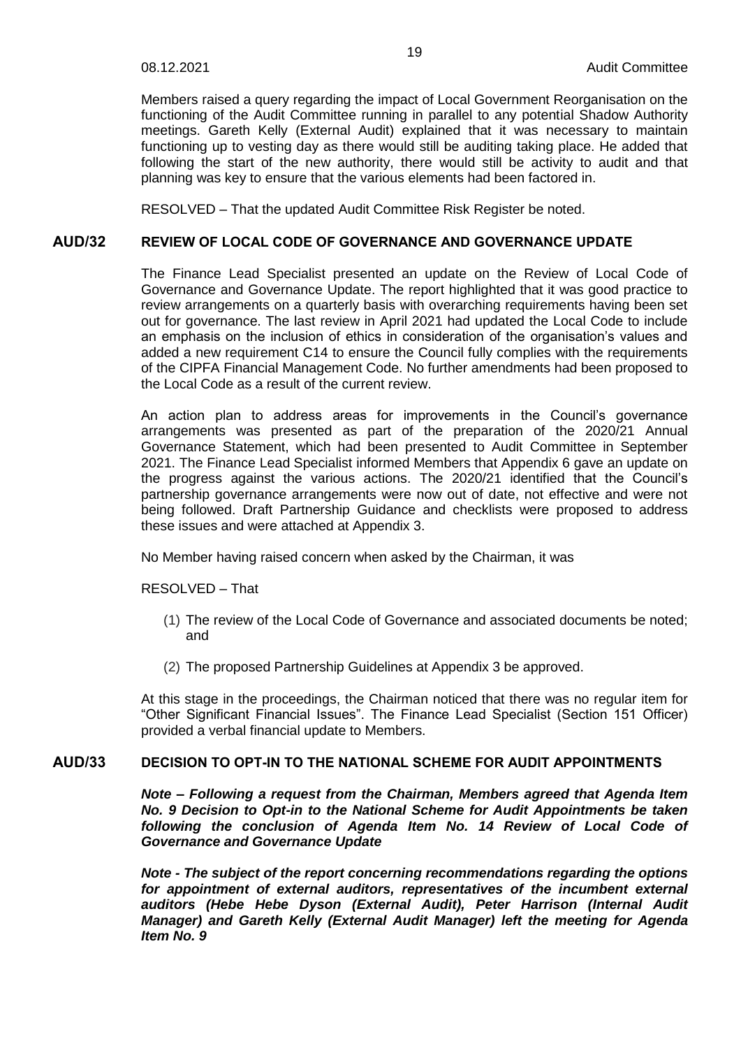Members raised a query regarding the impact of Local Government Reorganisation on the functioning of the Audit Committee running in parallel to any potential Shadow Authority meetings. Gareth Kelly (External Audit) explained that it was necessary to maintain functioning up to vesting day as there would still be auditing taking place. He added that following the start of the new authority, there would still be activity to audit and that planning was key to ensure that the various elements had been factored in.

RESOLVED – That the updated Audit Committee Risk Register be noted.

## AUD/32 REVIEW OF LOCAL CODE OF GOVERNANCE AND GOVERNANCE UPDATE

The Finance Lead Specialist presented an update on the Review of Local Code of Governance and Governance Update. The report highlighted that it was good practice to review arrangements on a quarterly basis with overarching requirements having been set out for governance. The last review in April 2021 had updated the Local Code to include an emphasis on the inclusion of ethics in consideration of the organisation's values and added a new requirement C14 to ensure the Council fully complies with the requirements of the CIPFA Financial Management Code. No further amendments had been proposed to the Local Code as a result of the current review.

An action plan to address areas for improvements in the Council's governance arrangements was presented as part of the preparation of the 2020/21 Annual Governance Statement, which had been presented to Audit Committee in September 2021. The Finance Lead Specialist informed Members that Appendix 6 gave an update on the progress against the various actions. The 2020/21 identified that the Council's partnership governance arrangements were now out of date, not effective and were not being followed. Draft Partnership Guidance and checklists were proposed to address these issues and were attached at Appendix 3.

No Member having raised concern when asked by the Chairman, it was

RESOLVED – That

(1) The review of the Local Code of Governance and associated documents be noted; and

(2) The proposed Partnership Guidelines at Appendix 3 be approved.

At this stage in the proceedings, the Chairman noticed that there was no regular item for "Other Significant Financial Issues". The Finance Lead Specialist (Section 151 Officer) provided a verbal financial update to Members.

## AUD/33 DECISION TO OPT-IN TO THE NATIONAL SCHEME FOR AUDIT APPOINTMENTS

***Note – Following a request from the Chairman, Members agreed that Agenda Item No. 9 Decision to Opt-in to the National Scheme for Audit Appointments be taken following the conclusion of Agenda Item No. 14 Review of Local Code of Governance and Governance Update***

***Note - The subject of the report concerning recommendations regarding the options for appointment of external auditors, representatives of the incumbent external auditors (Hebe Hebe Dyson (External Audit), Peter Harrison (Internal Audit Manager) and Gareth Kelly (External Audit Manager) left the meeting for Agenda Item No. 9***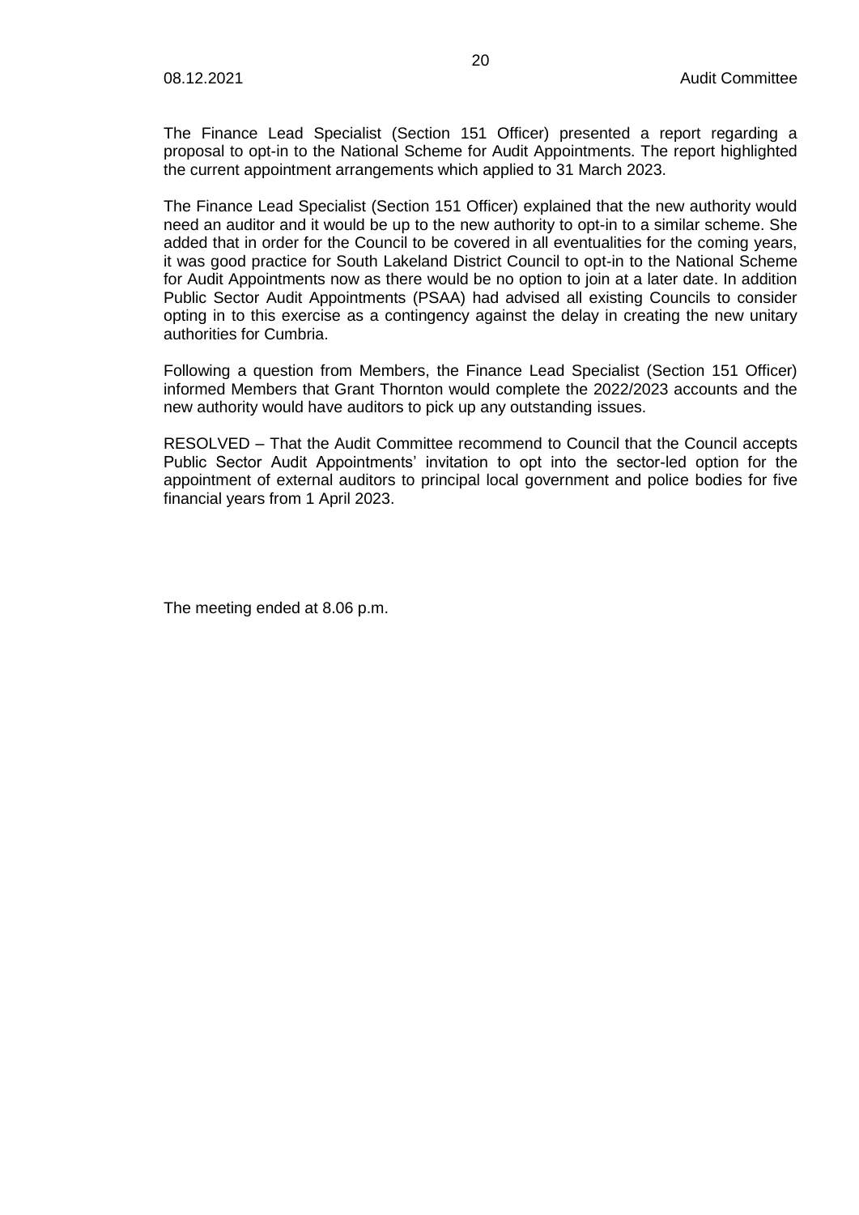The Finance Lead Specialist (Section 151 Officer) presented a report regarding a proposal to opt-in to the National Scheme for Audit Appointments. The report highlighted the current appointment arrangements which applied to 31 March 2023.

The Finance Lead Specialist (Section 151 Officer) explained that the new authority would need an auditor and it would be up to the new authority to opt-in to a similar scheme. She added that in order for the Council to be covered in all eventualities for the coming years, it was good practice for South Lakeland District Council to opt-in to the National Scheme for Audit Appointments now as there would be no option to join at a later date. In addition Public Sector Audit Appointments (PSAA) had advised all existing Councils to consider opting in to this exercise as a contingency against the delay in creating the new unitary authorities for Cumbria.

Following a question from Members, the Finance Lead Specialist (Section 151 Officer) informed Members that Grant Thornton would complete the 2022/2023 accounts and the new authority would have auditors to pick up any outstanding issues.

RESOLVED – That the Audit Committee recommend to Council that the Council accepts Public Sector Audit Appointments' invitation to opt into the sector-led option for the appointment of external auditors to principal local government and police bodies for five financial years from 1 April 2023.

The meeting ended at 8.06 p.m.